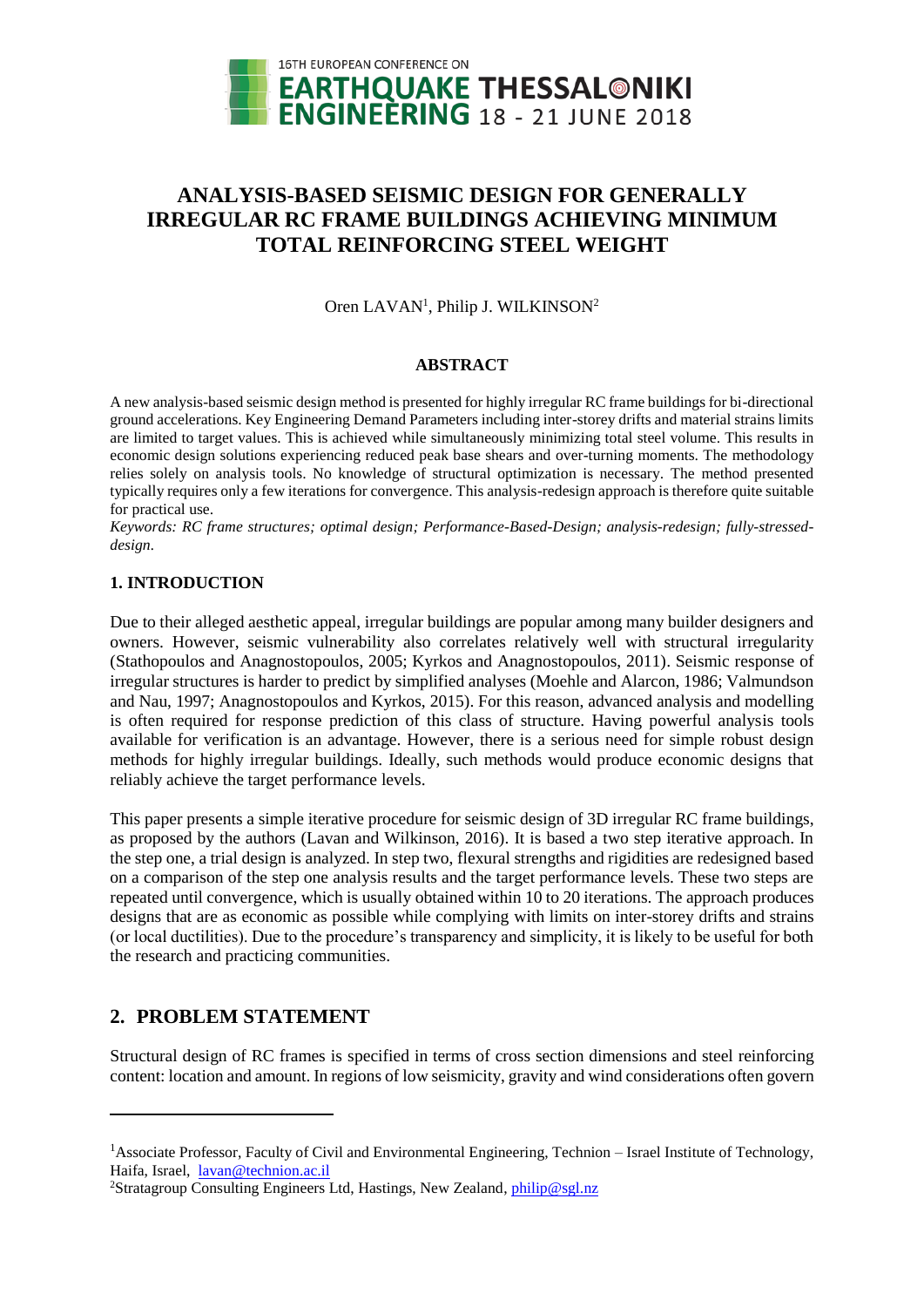16TH EUROPEAN CONFERENCE ON EARTHQUAKE ENGINEERING THESSALONIKI 18 - 21 JUNE 2018

# ANALYSIS-BASED SEISMIC DESIGN FOR GENERALLY IRREGULAR RC FRAME BUILDINGS ACHIEVING MINIMUM TOTAL REINFORCING STEEL WEIGHT

Oren LAVAN[1], Philip J. WILKINSON[2]

## ABSTRACT

A new analysis-based seismic design method is presented for highly irregular RC frame buildings for bi-directional ground accelerations. Key Engineering Demand Parameters including inter-storey drifts and material strains limits are limited to target values. This is achieved while simultaneously minimizing total steel volume. This results in economic design solutions experiencing reduced peak base shears and over-turning moments. The methodology relies solely on analysis tools. No knowledge of structural optimization is necessary. The method presented typically requires only a few iterations for convergence. This analysis-redesign approach is therefore quite suitable for practical use.

*Keywords: RC frame structures; optimal design; Performance-Based-Design; analysis-redesign; fully-stressed-design.*

## 1. INTRODUCTION

Due to their alleged aesthetic appeal, irregular buildings are popular among many builder designers and owners. However, seismic vulnerability also correlates relatively well with structural irregularity (Stathopoulos and Anagnostopoulos, 2005; Kyrkos and Anagnostopoulos, 2011). Seismic response of irregular structures is harder to predict by simplified analyses (Moehle and Alarcon, 1986; Valmundson and Nau, 1997; Anagnostopoulos and Kyrkos, 2015). For this reason, advanced analysis and modelling is often required for response prediction of this class of structure. Having powerful analysis tools available for verification is an advantage. However, there is a serious need for simple robust design methods for highly irregular buildings. Ideally, such methods would produce economic designs that reliably achieve the target performance levels.

This paper presents a simple iterative procedure for seismic design of 3D irregular RC frame buildings, as proposed by the authors (Lavan and Wilkinson, 2016). It is based a two step iterative approach. In the step one, a trial design is analyzed. In step two, flexural strengths and rigidities are redesigned based on a comparison of the step one analysis results and the target performance levels. These two steps are repeated until convergence, which is usually obtained within 10 to 20 iterations. The approach produces designs that are as economic as possible while complying with limits on inter-storey drifts and strains (or local ductilities). Due to the procedure's transparency and simplicity, it is likely to be useful for both the research and practicing communities.

## 2. PROBLEM STATEMENT

Structural design of RC frames is specified in terms of cross section dimensions and steel reinforcing content: location and amount. In regions of low seismicity, gravity and wind considerations often govern

---

[1]Associate Professor, Faculty of Civil and Environmental Engineering, Technion – Israel Institute of Technology, Haifa, Israel, lavan@technion.ac.il

[2]Stratagroup Consulting Engineers Ltd, Hastings, New Zealand, philip@sgl.nz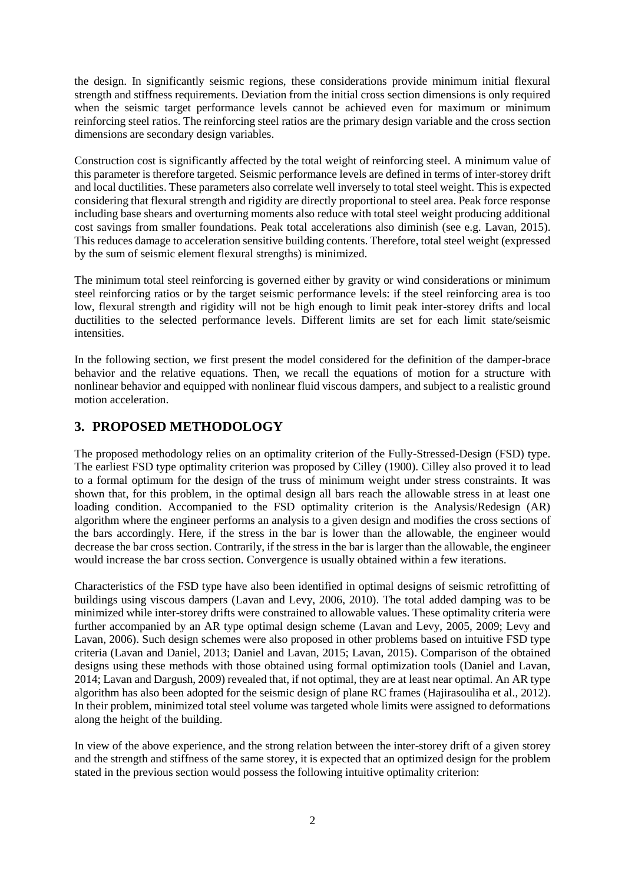the design. In significantly seismic regions, these considerations provide minimum initial flexural strength and stiffness requirements. Deviation from the initial cross section dimensions is only required when the seismic target performance levels cannot be achieved even for maximum or minimum reinforcing steel ratios. The reinforcing steel ratios are the primary design variable and the cross section dimensions are secondary design variables.

Construction cost is significantly affected by the total weight of reinforcing steel. A minimum value of this parameter is therefore targeted. Seismic performance levels are defined in terms of inter-storey drift and local ductilities. These parameters also correlate well inversely to total steel weight. This is expected considering that flexural strength and rigidity are directly proportional to steel area. Peak force response including base shears and overturning moments also reduce with total steel weight producing additional cost savings from smaller foundations. Peak total accelerations also diminish (see e.g. Lavan, 2015). This reduces damage to acceleration sensitive building contents. Therefore, total steel weight (expressed by the sum of seismic element flexural strengths) is minimized.

The minimum total steel reinforcing is governed either by gravity or wind considerations or minimum steel reinforcing ratios or by the target seismic performance levels: if the steel reinforcing area is too low, flexural strength and rigidity will not be high enough to limit peak inter-storey drifts and local ductilities to the selected performance levels. Different limits are set for each limit state/seismic intensities.

In the following section, we first present the model considered for the definition of the damper-brace behavior and the relative equations. Then, we recall the equations of motion for a structure with nonlinear behavior and equipped with nonlinear fluid viscous dampers, and subject to a realistic ground motion acceleration.

## 3. PROPOSED METHODOLOGY

The proposed methodology relies on an optimality criterion of the Fully-Stressed-Design (FSD) type. The earliest FSD type optimality criterion was proposed by Cilley (1900). Cilley also proved it to lead to a formal optimum for the design of the truss of minimum weight under stress constraints. It was shown that, for this problem, in the optimal design all bars reach the allowable stress in at least one loading condition. Accompanied to the FSD optimality criterion is the Analysis/Redesign (AR) algorithm where the engineer performs an analysis to a given design and modifies the cross sections of the bars accordingly. Here, if the stress in the bar is lower than the allowable, the engineer would decrease the bar cross section. Contrarily, if the stress in the bar is larger than the allowable, the engineer would increase the bar cross section. Convergence is usually obtained within a few iterations.

Characteristics of the FSD type have also been identified in optimal designs of seismic retrofitting of buildings using viscous dampers (Lavan and Levy, 2006, 2010). The total added damping was to be minimized while inter-storey drifts were constrained to allowable values. These optimality criteria were further accompanied by an AR type optimal design scheme (Lavan and Levy, 2005, 2009; Levy and Lavan, 2006). Such design schemes were also proposed in other problems based on intuitive FSD type criteria (Lavan and Daniel, 2013; Daniel and Lavan, 2015; Lavan, 2015). Comparison of the obtained designs using these methods with those obtained using formal optimization tools (Daniel and Lavan, 2014; Lavan and Dargush, 2009) revealed that, if not optimal, they are at least near optimal. An AR type algorithm has also been adopted for the seismic design of plane RC frames (Hajirasouliha et al., 2012). In their problem, minimized total steel volume was targeted whole limits were assigned to deformations along the height of the building.

In view of the above experience, and the strong relation between the inter-storey drift of a given storey and the strength and stiffness of the same storey, it is expected that an optimized design for the problem stated in the previous section would possess the following intuitive optimality criterion: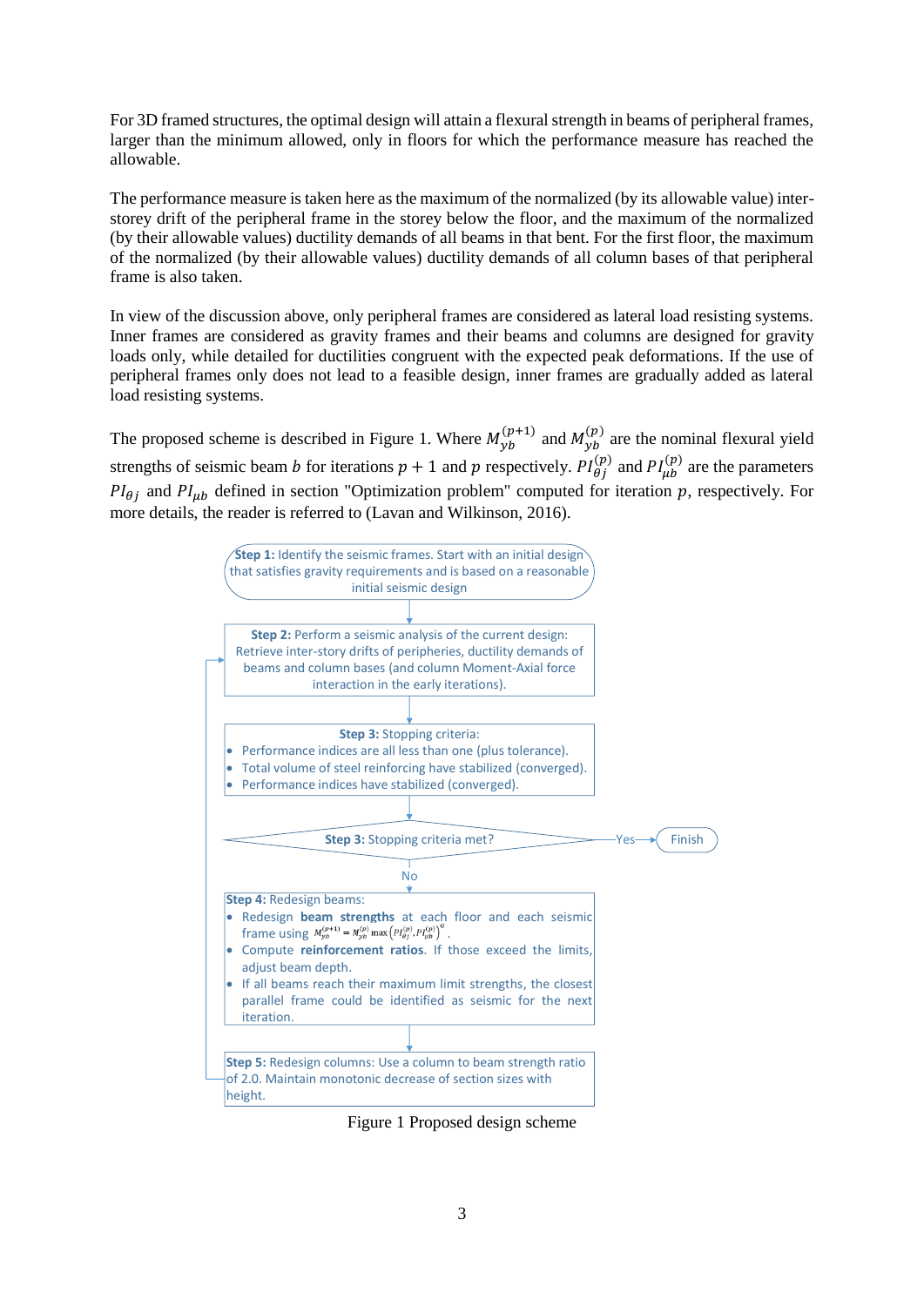For 3D framed structures, the optimal design will attain a flexural strength in beams of peripheral frames, larger than the minimum allowed, only in floors for which the performance measure has reached the allowable.

The performance measure is taken here as the maximum of the normalized (by its allowable value) inter-storey drift of the peripheral frame in the storey below the floor, and the maximum of the normalized (by their allowable values) ductility demands of all beams in that bent. For the first floor, the maximum of the normalized (by their allowable values) ductility demands of all column bases of that peripheral frame is also taken.

In view of the discussion above, only peripheral frames are considered as lateral load resisting systems. Inner frames are considered as gravity frames and their beams and columns are designed for gravity loads only, while detailed for ductilities congruent with the expected peak deformations. If the use of peripheral frames only does not lead to a feasible design, inner frames are gradually added as lateral load resisting systems.

The proposed scheme is described in Figure 1. Where $M_{yb}^{(p+1)}$ and $M_{yb}^{(p)}$ are the nominal flexural yield strengths of seismic beam $b$ for iterations $p+1$ and $p$ respectively. $PI_{\theta j}^{(p)}$ and $PI_{\mu b}^{(p)}$ are the parameters $PI_{\theta j}$ and $PI_{\mu b}$ defined in section "Optimization problem" computed for iteration $p$, respectively. For more details, the reader is referred to (Lavan and Wilkinson, 2016).

**Step 1:** Identify the seismic frames. Start with an initial design that satisfies gravity requirements and is based on a reasonable initial seismic design

**Step 2:** Perform a seismic analysis of the current design: Retrieve inter-story drifts of peripheries, ductility demands of beams and column bases (and column Moment-Axial force interaction in the early iterations).

**Step 3:** Stopping criteria:
- Performance indices are all less than one (plus tolerance).
- Total volume of steel reinforcing have stabilized (converged).
- Performance indices have stabilized (converged).

**Step 3:** Stopping criteria met? — Yes → Finish; No → Step 4

**Step 4:** Redesign beams:
- Redesign **beam strengths** at each floor and each seismic frame using $M_{yb}^{(p+1)} = M_{yb}^{(p)} \max\left(PI_{\theta j}^{(p)}, PI_{\mu b}^{(p)}\right)^{\alpha}$.
- Compute **reinforcement ratios**. If those exceed the limits, adjust beam depth.
- If all beams reach their maximum limit strengths, the closest parallel frame could be identified as seismic for the next iteration.

**Step 5:** Redesign columns: Use a column to beam strength ratio of 2.0. Maintain monotonic decrease of section sizes with height. (Return to Step 2)

Figure 1 Proposed design scheme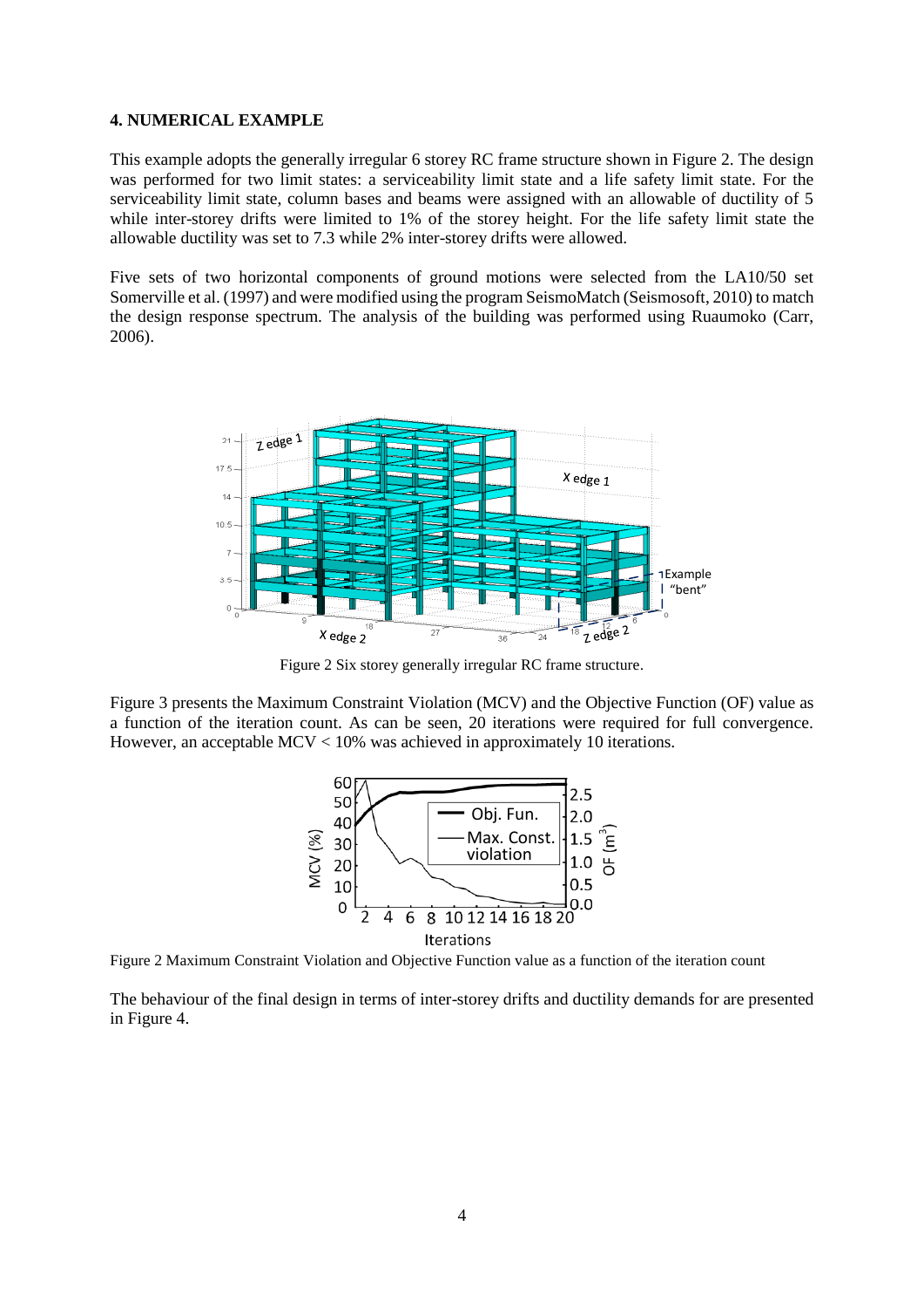**4. NUMERICAL EXAMPLE**

This example adopts the generally irregular 6 storey RC frame structure shown in Figure 2. The design was performed for two limit states: a serviceability limit state and a life safety limit state. For the serviceability limit state, column bases and beams were assigned with an allowable of ductility of 5 while inter-storey drifts were limited to 1% of the storey height. For the life safety limit state the allowable ductility was set to 7.3 while 2% inter-storey drifts were allowed.

Five sets of two horizontal components of ground motions were selected from the LA10/50 set Somerville et al. (1997) and were modified using the program SeismoMatch (Seismosoft, 2010) to match the design response spectrum. The analysis of the building was performed using Ruaumoko (Carr, 2006).

Figure 2 Six storey generally irregular RC frame structure.

Figure 3 presents the Maximum Constraint Violation (MCV) and the Objective Function (OF) value as a function of the iteration count. As can be seen, 20 iterations were required for full convergence. However, an acceptable MCV < 10% was achieved in approximately 10 iterations.

Figure 2 Maximum Constraint Violation and Objective Function value as a function of the iteration count

The behaviour of the final design in terms of inter-storey drifts and ductility demands for are presented in Figure 4.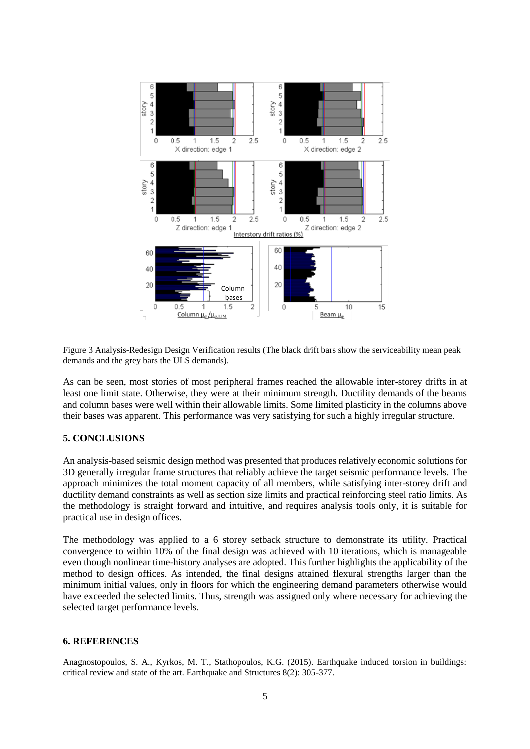Figure 3 Analysis-Redesign Design Verification results (The black drift bars show the serviceability mean peak demands and the grey bars the ULS demands).

As can be seen, most stories of most peripheral frames reached the allowable inter-storey drifts in at least one limit state. Otherwise, they were at their minimum strength. Ductility demands of the beams and column bases were well within their allowable limits. Some limited plasticity in the columns above their bases was apparent. This performance was very satisfying for such a highly irregular structure.

## 5. CONCLUSIONS

An analysis-based seismic design method was presented that produces relatively economic solutions for 3D generally irregular frame structures that reliably achieve the target seismic performance levels. The approach minimizes the total moment capacity of all members, while satisfying inter-storey drift and ductility demand constraints as well as section size limits and practical reinforcing steel ratio limits. As the methodology is straight forward and intuitive, and requires analysis tools only, it is suitable for practical use in design offices.

The methodology was applied to a 6 storey setback structure to demonstrate its utility. Practical convergence to within 10% of the final design was achieved with 10 iterations, which is manageable even though nonlinear time-history analyses are adopted. This further highlights the applicability of the method to design offices. As intended, the final designs attained flexural strengths larger than the minimum initial values, only in floors for which the engineering demand parameters otherwise would have exceeded the selected limits. Thus, strength was assigned only where necessary for achieving the selected target performance levels.

## 6. REFERENCES

Anagnostopoulos, S. A., Kyrkos, M. T., Stathopoulos, K.G. (2015). Earthquake induced torsion in buildings: critical review and state of the art. Earthquake and Structures 8(2): 305-377.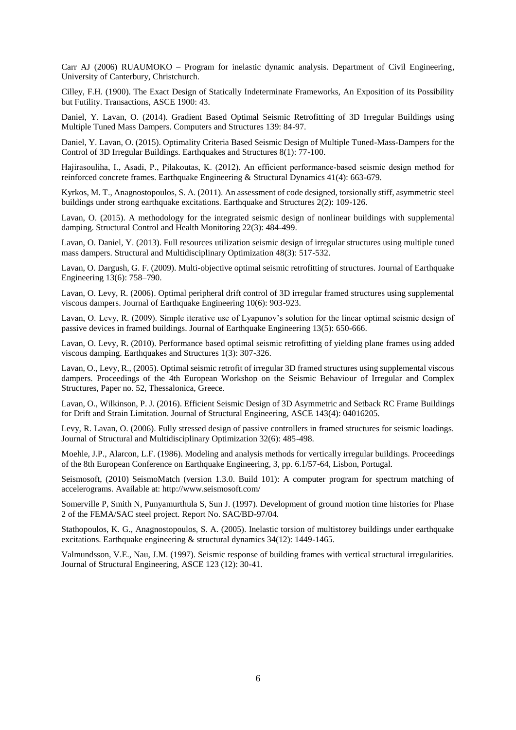Carr AJ (2006) RUAUMOKO – Program for inelastic dynamic analysis. Department of Civil Engineering, University of Canterbury, Christchurch.

Cilley, F.H. (1900). The Exact Design of Statically Indeterminate Frameworks, An Exposition of its Possibility but Futility. Transactions, ASCE 1900: 43.

Daniel, Y. Lavan, O. (2014). Gradient Based Optimal Seismic Retrofitting of 3D Irregular Buildings using Multiple Tuned Mass Dampers. Computers and Structures 139: 84-97.

Daniel, Y. Lavan, O. (2015). Optimality Criteria Based Seismic Design of Multiple Tuned-Mass-Dampers for the Control of 3D Irregular Buildings. Earthquakes and Structures 8(1): 77-100.

Hajirasouliha, I., Asadi, P., Pilakoutas, K. (2012). An efficient performance-based seismic design method for reinforced concrete frames. Earthquake Engineering & Structural Dynamics 41(4): 663-679.

Kyrkos, M. T., Anagnostopoulos, S. A. (2011). An assessment of code designed, torsionally stiff, asymmetric steel buildings under strong earthquake excitations. Earthquake and Structures 2(2): 109-126.

Lavan, O. (2015). A methodology for the integrated seismic design of nonlinear buildings with supplemental damping. Structural Control and Health Monitoring 22(3): 484-499.

Lavan, O. Daniel, Y. (2013). Full resources utilization seismic design of irregular structures using multiple tuned mass dampers. Structural and Multidisciplinary Optimization 48(3): 517-532.

Lavan, O. Dargush, G. F. (2009). Multi-objective optimal seismic retrofitting of structures. Journal of Earthquake Engineering 13(6): 758–790.

Lavan, O. Levy, R. (2006). Optimal peripheral drift control of 3D irregular framed structures using supplemental viscous dampers. Journal of Earthquake Engineering 10(6): 903-923.

Lavan, O. Levy, R. (2009). Simple iterative use of Lyapunov's solution for the linear optimal seismic design of passive devices in framed buildings. Journal of Earthquake Engineering 13(5): 650-666.

Lavan, O. Levy, R. (2010). Performance based optimal seismic retrofitting of yielding plane frames using added viscous damping. Earthquakes and Structures 1(3): 307-326.

Lavan, O., Levy, R., (2005). Optimal seismic retrofit of irregular 3D framed structures using supplemental viscous dampers. Proceedings of the 4th European Workshop on the Seismic Behaviour of Irregular and Complex Structures, Paper no. 52, Thessalonica, Greece.

Lavan, O., Wilkinson, P. J. (2016). Efficient Seismic Design of 3D Asymmetric and Setback RC Frame Buildings for Drift and Strain Limitation. Journal of Structural Engineering, ASCE 143(4): 04016205.

Levy, R. Lavan, O. (2006). Fully stressed design of passive controllers in framed structures for seismic loadings. Journal of Structural and Multidisciplinary Optimization 32(6): 485-498.

Moehle, J.P., Alarcon, L.F. (1986). Modeling and analysis methods for vertically irregular buildings. Proceedings of the 8th European Conference on Earthquake Engineering, 3, pp. 6.1/57-64, Lisbon, Portugal.

Seismosoft, (2010) SeismoMatch (version 1.3.0. Build 101): A computer program for spectrum matching of accelerograms. Available at: http://www.seismosoft.com/

Somerville P, Smith N, Punyamurthula S, Sun J. (1997). Development of ground motion time histories for Phase 2 of the FEMA/SAC steel project. Report No. SAC/BD-97/04.

Stathopoulos, K. G., Anagnostopoulos, S. A. (2005). Inelastic torsion of multistorey buildings under earthquake excitations. Earthquake engineering & structural dynamics 34(12): 1449-1465.

Valmundsson, V.E., Nau, J.M. (1997). Seismic response of building frames with vertical structural irregularities. Journal of Structural Engineering, ASCE 123 (12): 30-41.